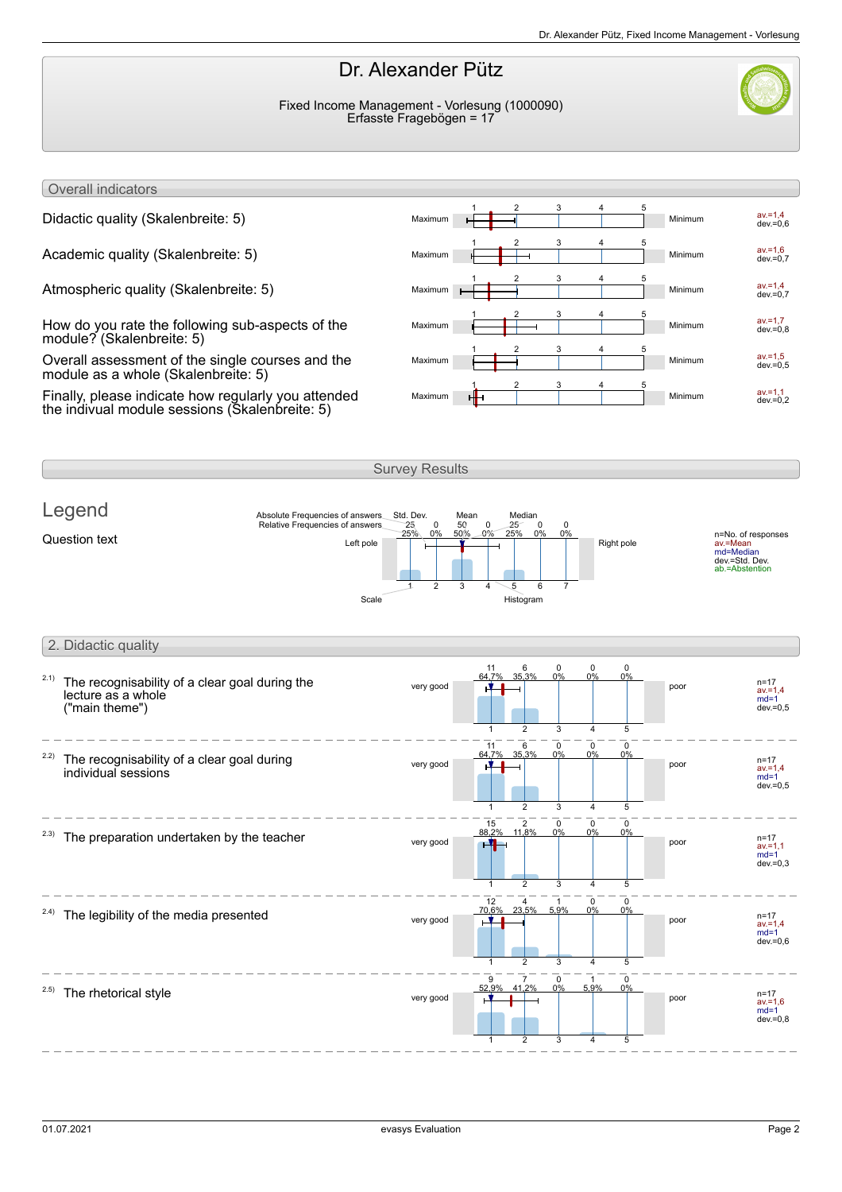# Dr. Alexander Pütz

Fixed Income Management - Vorlesung (1000090)
Erfasste Fragebögen = 17

## Overall indicators

| Indicator | Left pole | Right pole | Values |
|---|---|---|---|
| Didactic quality (Skalenbreite: 5) | Maximum | Minimum | av.=1,4 dev.=0,6 |
| Academic quality (Skalenbreite: 5) | Maximum | Minimum | av.=1,6 dev.=0,7 |
| Atmospheric quality (Skalenbreite: 5) | Maximum | Minimum | av.=1,4 dev.=0,7 |
| How do you rate the following sub-aspects of the module? (Skalenbreite: 5) | Maximum | Minimum | av.=1,7 dev.=0,8 |
| Overall assessment of the single courses and the module as a whole (Skalenbreite: 5) | Maximum | Minimum | av.=1,5 dev.=0,5 |
| Finally, please indicate how regularly you attended the indivual module sessions (Skalenbreite: 5) | Maximum | Minimum | av.=1,1 dev.=0,2 |

## Survey Results

### Legend

Question text

- Absolute Frequencies of answers
- Relative Frequencies of answers
- Std. Dev.
- Mean
- Median
- Left pole
- Right pole
- Scale
- Histogram

n=No. of responses
av.=Mean
md=Median
dev.=Std. Dev.
ab.=Abstention

## 2. Didactic quality

| Question | Left pole | 1 | 2 | 3 | 4 | 5 | Right pole | Statistics |
|---|---|---|---|---|---|---|---|---|
| 2.1) The recognisability of a clear goal during the lecture as a whole ("main theme") | very good | 11 (64,7%) | 6 (35,3%) | 0 (0%) | 0 (0%) | 0 (0%) | poor | n=17 av.=1,4 md=1 dev.=0,5 |
| 2.2) The recognisability of a clear goal during individual sessions | very good | 11 (64,7%) | 6 (35,3%) | 0 (0%) | 0 (0%) | 0 (0%) | poor | n=17 av.=1,4 md=1 dev.=0,5 |
| 2.3) The preparation undertaken by the teacher | very good | 15 (88,2%) | 2 (11,8%) | 0 (0%) | 0 (0%) | 0 (0%) | poor | n=17 av.=1,1 md=1 dev.=0,3 |
| 2.4) The legibility of the media presented | very good | 12 (70,6%) | 4 (23,5%) | 1 (5,9%) | 0 (0%) | 0 (0%) | poor | n=17 av.=1,4 md=1 dev.=0,6 |
| 2.5) The rhetorical style | very good | 9 (52,9%) | 7 (41,2%) | 0 (0%) | 1 (5,9%) | 0 (0%) | poor | n=17 av.=1,6 md=1 dev.=0,8 |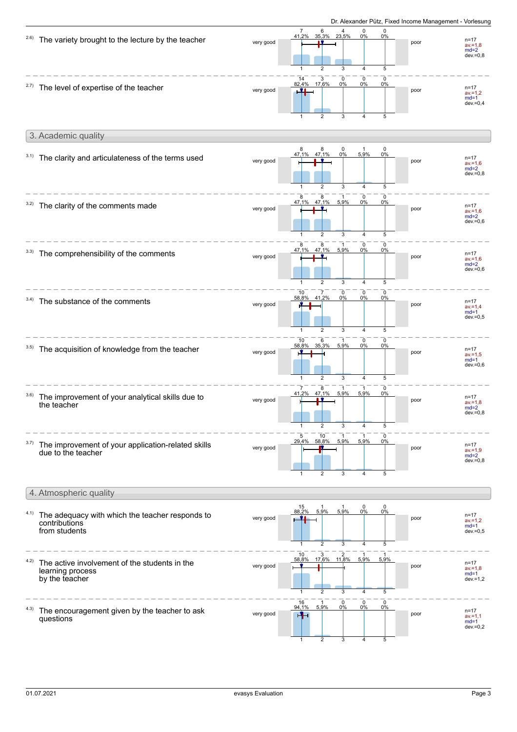| Item | | 1 (very good) | 2 | 3 | 4 | 5 (poor) | n | av. | md | dev. |
|---|---|---|---|---|---|---|---|---|---|---|
| 2.6) | The variety brought to the lecture by the teacher | 7 (41,2%) | 6 (35,3%) | 4 (23,5%) | 0 (0%) | 0 (0%) | 17 | 1,8 | 2 | 0,8 |
| 2.7) | The level of expertise of the teacher | 14 (82,4%) | 3 (17,6%) | 0 (0%) | 0 (0%) | 0 (0%) | 17 | 1,2 | 1 | 0,4 |

## 3. Academic quality

| Item | | 1 (very good) | 2 | 3 | 4 | 5 (poor) | n | av. | md | dev. |
|---|---|---|---|---|---|---|---|---|---|---|
| 3.1) | The clarity and articulateness of the terms used | 8 (47,1%) | 8 (47,1%) | 0 (0%) | 1 (5,9%) | 0 (0%) | 17 | 1,6 | 2 | 0,8 |
| 3.2) | The clarity of the comments made | 8 (47,1%) | 8 (47,1%) | 1 (5,9%) | 0 (0%) | 0 (0%) | 17 | 1,6 | 2 | 0,6 |
| 3.3) | The comprehensibility of the comments | 8 (47,1%) | 8 (47,1%) | 1 (5,9%) | 0 (0%) | 0 (0%) | 17 | 1,6 | 2 | 0,6 |
| 3.4) | The substance of the comments | 10 (58,8%) | 7 (41,2%) | 0 (0%) | 0 (0%) | 0 (0%) | 17 | 1,4 | 1 | 0,5 |
| 3.5) | The acquisition of knowledge from the teacher | 10 (58,8%) | 6 (35,3%) | 1 (5,9%) | 0 (0%) | 0 (0%) | 17 | 1,5 | 1 | 0,6 |
| 3.6) | The improvement of your analytical skills due to the teacher | 7 (41,2%) | 8 (47,1%) | 1 (5,9%) | 1 (5,9%) | 0 (0%) | 17 | 1,8 | 2 | 0,8 |
| 3.7) | The improvement of your application-related skills due to the teacher | 5 (29,4%) | 10 (58,8%) | 1 (5,9%) | 1 (5,9%) | 0 (0%) | 17 | 1,9 | 2 | 0,8 |

## 4. Atmospheric quality

| Item | | 1 (very good) | 2 | 3 | 4 | 5 (poor) | n | av. | md | dev. |
|---|---|---|---|---|---|---|---|---|---|---|
| 4.1) | The adequacy with which the teacher responds to contributions from students | 15 (88,2%) | 1 (5,9%) | 1 (5,9%) | 0 (0%) | 0 (0%) | 17 | 1,2 | 1 | 0,5 |
| 4.2) | The active involvement of the students in the learning process by the teacher | 10 (58,8%) | 3 (17,6%) | 2 (11,8%) | 1 (5,9%) | 1 (5,9%) | 17 | 1,8 | 1 | 1,2 |
| 4.3) | The encouragement given by the teacher to ask questions | 16 (94,1%) | 1 (5,9%) | 0 (0%) | 0 (0%) | 0 (0%) | 17 | 1,1 | 1 | 0,2 |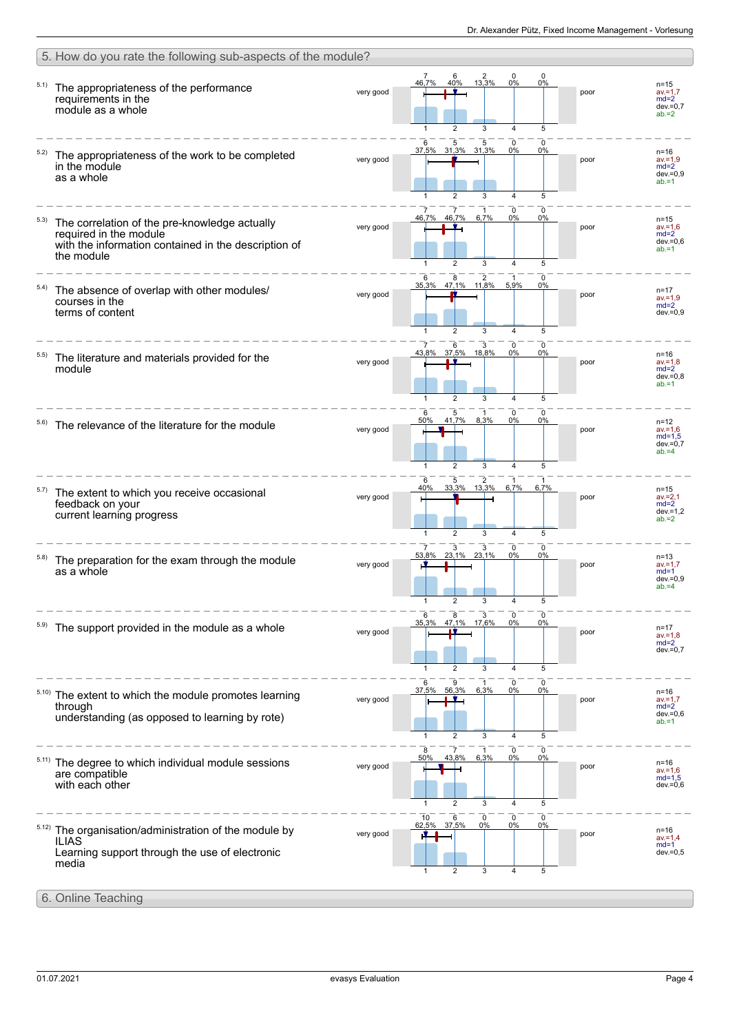## 5. How do you rate the following sub-aspects of the module?

| No. | Item | 1 (very good) | 2 | 3 | 4 | 5 (poor) | Statistics |
|---|---|---|---|---|---|---|---|
| 5.1) | The appropriateness of the performance requirements in the module as a whole | 7 (46,7%) | 6 (40%) | 2 (13,3%) | 0 (0%) | 0 (0%) | n=15, av.=1,7, md=2, dev.=0,7, ab.=2 |
| 5.2) | The appropriateness of the work to be completed in the module as a whole | 6 (37,5%) | 5 (31,3%) | 5 (31,3%) | 0 (0%) | 0 (0%) | n=16, av.=1,9, md=2, dev.=0,9, ab.=1 |
| 5.3) | The correlation of the pre-knowledge actually required in the module with the information contained in the description of the module | 7 (46,7%) | 7 (46,7%) | 1 (6,7%) | 0 (0%) | 0 (0%) | n=15, av.=1,6, md=2, dev.=0,6, ab.=1 |
| 5.4) | The absence of overlap with other modules/ courses in the terms of content | 6 (35,3%) | 8 (47,1%) | 2 (11,8%) | 1 (5,9%) | 0 (0%) | n=17, av.=1,9, md=2, dev.=0,9 |
| 5.5) | The literature and materials provided for the module | 7 (43,8%) | 6 (37,5%) | 3 (18,8%) | 0 (0%) | 0 (0%) | n=16, av.=1,8, md=2, dev.=0,8, ab.=1 |
| 5.6) | The relevance of the literature for the module | 6 (50%) | 5 (41,7%) | 1 (8,3%) | 0 (0%) | 0 (0%) | n=12, av.=1,6, md=1,5, dev.=0,7, ab.=4 |
| 5.7) | The extent to which you receive occasional feedback on your current learning progress | 6 (40%) | 5 (33,3%) | 2 (13,3%) | 1 (6,7%) | 1 (6,7%) | n=15, av.=2,1, md=2, dev.=1,2, ab.=2 |
| 5.8) | The preparation for the exam through the module as a whole | 7 (53,8%) | 3 (23,1%) | 3 (23,1%) | 0 (0%) | 0 (0%) | n=13, av.=1,7, md=1, dev.=0,9, ab.=4 |
| 5.9) | The support provided in the module as a whole | 6 (35,3%) | 8 (47,1%) | 3 (17,6%) | 0 (0%) | 0 (0%) | n=17, av.=1,8, md=2, dev.=0,7 |
| 5.10) | The extent to which the module promotes learning through understanding (as opposed to learning by rote) | 6 (37,5%) | 9 (56,3%) | 1 (6,3%) | 0 (0%) | 0 (0%) | n=16, av.=1,7, md=2, dev.=0,6, ab.=1 |
| 5.11) | The degree to which individual module sessions are compatible with each other | 8 (50%) | 7 (43,8%) | 1 (6,3%) | 0 (0%) | 0 (0%) | n=16, av.=1,6, md=1,5, dev.=0,6 |
| 5.12) | The organisation/administration of the module by ILIAS Learning support through the use of electronic media | 10 (62,5%) | 6 (37,5%) | 0 (0%) | 0 (0%) | 0 (0%) | n=16, av.=1,4, md=1, dev.=0,5 |

## 6. Online Teaching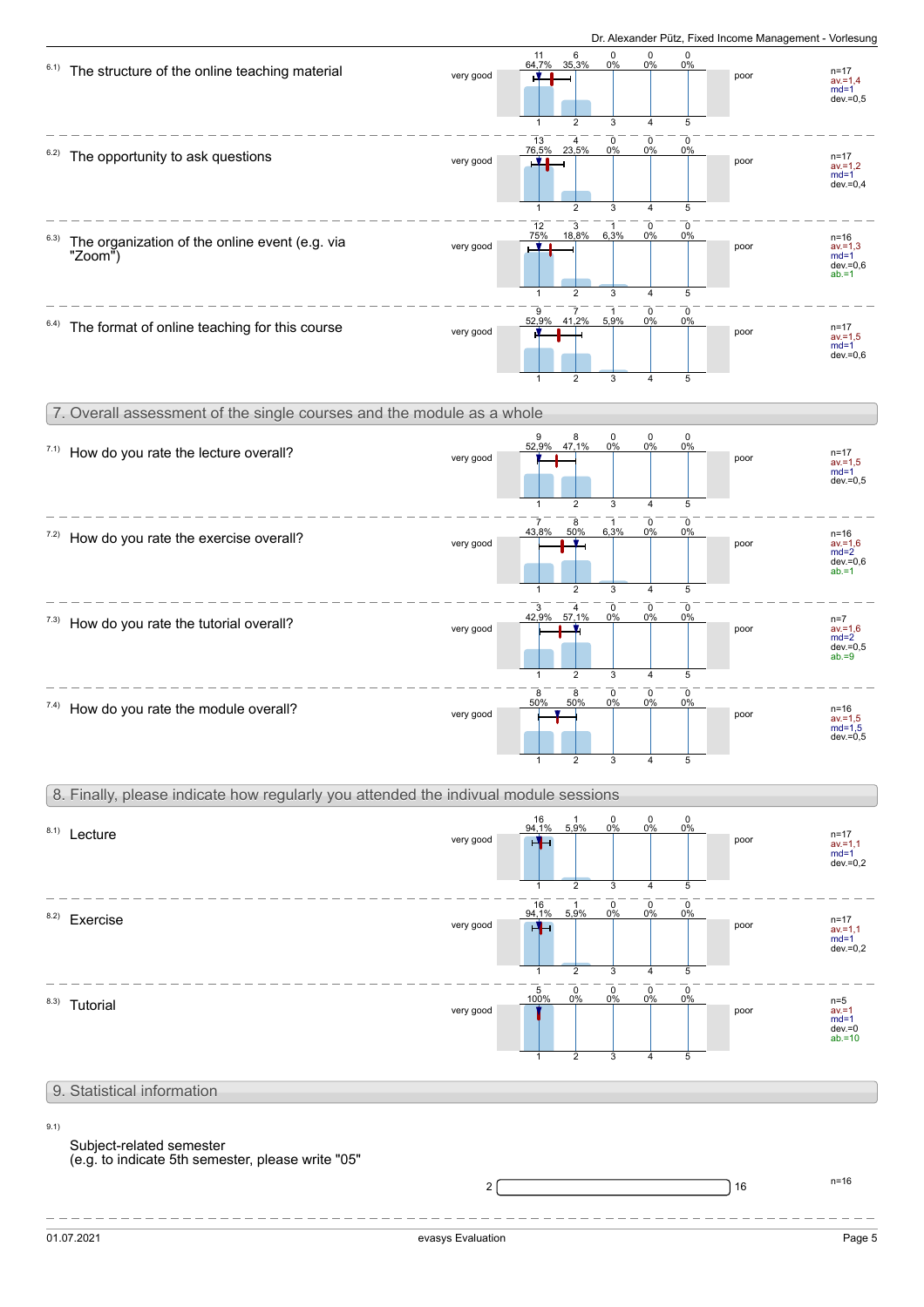### 6.1) The structure of the online teaching material

| very good | 1 | 2 | 3 | 4 | 5 | poor | |
|---|---|---|---|---|---|---|---|
| | 11 | 6 | 0 | 0 | 0 | | n=17 |
| | 64,7% | 35,3% | 0% | 0% | 0% | | av.=1,4 md=1 dev.=0,5 |

### 6.2) The opportunity to ask questions

| very good | 1 | 2 | 3 | 4 | 5 | poor | |
|---|---|---|---|---|---|---|---|
| | 13 | 4 | 0 | 0 | 0 | | n=17 |
| | 76,5% | 23,5% | 0% | 0% | 0% | | av.=1,2 md=1 dev.=0,4 |

### 6.3) The organization of the online event (e.g. via "Zoom")

| very good | 1 | 2 | 3 | 4 | 5 | poor | |
|---|---|---|---|---|---|---|---|
| | 12 | 3 | 1 | 0 | 0 | | n=16 |
| | 75% | 18,8% | 6,3% | 0% | 0% | | av.=1,3 md=1 dev.=0,6 ab.=1 |

### 6.4) The format of online teaching for this course

| very good | 1 | 2 | 3 | 4 | 5 | poor | |
|---|---|---|---|---|---|---|---|
| | 9 | 7 | 1 | 0 | 0 | | n=17 |
| | 52,9% | 41,2% | 5,9% | 0% | 0% | | av.=1,5 md=1 dev.=0,6 |

## 7. Overall assessment of the single courses and the module as a whole

### 7.1) How do you rate the lecture overall?

| very good | 1 | 2 | 3 | 4 | 5 | poor | |
|---|---|---|---|---|---|---|---|
| | 9 | 8 | 0 | 0 | 0 | | n=17 |
| | 52,9% | 47,1% | 0% | 0% | 0% | | av.=1,5 md=1 dev.=0,5 |

### 7.2) How do you rate the exercise overall?

| very good | 1 | 2 | 3 | 4 | 5 | poor | |
|---|---|---|---|---|---|---|---|
| | 7 | 8 | 1 | 0 | 0 | | n=16 |
| | 43,8% | 50% | 6,3% | 0% | 0% | | av.=1,6 md=2 dev.=0,6 ab.=1 |

### 7.3) How do you rate the tutorial overall?

| very good | 1 | 2 | 3 | 4 | 5 | poor | |
|---|---|---|---|---|---|---|---|
| | 3 | 4 | 0 | 0 | 0 | | n=7 |
| | 42,9% | 57,1% | 0% | 0% | 0% | | av.=1,6 md=2 dev.=0,5 ab.=9 |

### 7.4) How do you rate the module overall?

| very good | 1 | 2 | 3 | 4 | 5 | poor | |
|---|---|---|---|---|---|---|---|
| | 8 | 8 | 0 | 0 | 0 | | n=16 |
| | 50% | 50% | 0% | 0% | 0% | | av.=1,5 md=1,5 dev.=0,5 |

## 8. Finally, please indicate how regularly you attended the indivual module sessions

### 8.1) Lecture

| very good | 1 | 2 | 3 | 4 | 5 | poor | |
|---|---|---|---|---|---|---|---|
| | 16 | 1 | 0 | 0 | 0 | | n=17 |
| | 94,1% | 5,9% | 0% | 0% | 0% | | av.=1,1 md=1 dev.=0,2 |

### 8.2) Exercise

| very good | 1 | 2 | 3 | 4 | 5 | poor | |
|---|---|---|---|---|---|---|---|
| | 16 | 1 | 0 | 0 | 0 | | n=17 |
| | 94,1% | 5,9% | 0% | 0% | 0% | | av.=1,1 md=1 dev.=0,2 |

### 8.3) Tutorial

| very good | 1 | 2 | 3 | 4 | 5 | poor | |
|---|---|---|---|---|---|---|---|
| | 5 | 0 | 0 | 0 | 0 | | n=5 |
| | 100% | 0% | 0% | 0% | 0% | | av.=1 md=1 dev.=0 ab.=10 |

## 9. Statistical information

### 9.1) Subject-related semester
(e.g. to indicate 5th semester, please write "05"

2 [ ] 16 — n=16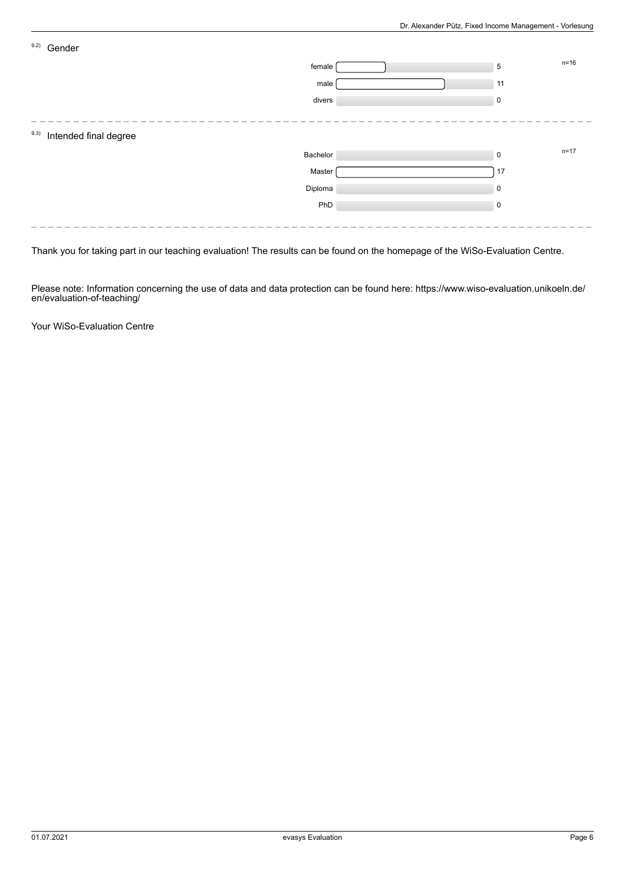9.2) Gender

female 5

male 11

divers 0

n=16

9.3) Intended final degree

Bachelor 0

Master 17

Diploma 0

PhD 0

n=17

Thank you for taking part in our teaching evaluation! The results can be found on the homepage of the WiSo-Evaluation Centre.

Please note: Information concerning the use of data and data protection can be found here: https://www.wiso-evaluation.unikoeln.de/en/evaluation-of-teaching/

Your WiSo-Evaluation Centre